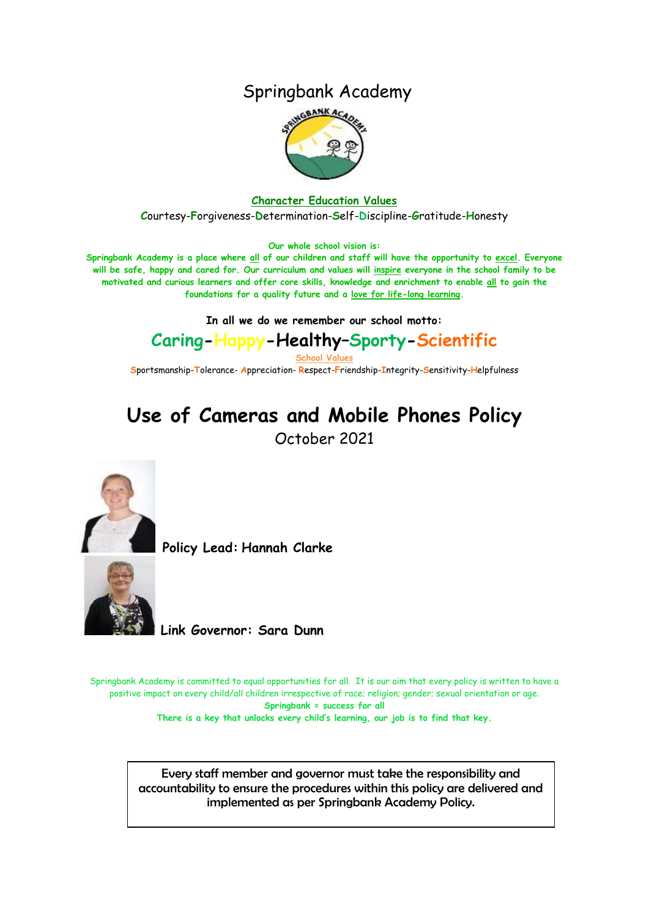# Springbank Academy

**Character Education Values**

Courtesy-Forgiveness-Determination-Self-Discipline-Gratitude-Honesty

**Our whole school vision is:**

**Springbank Academy is a place where all of our children and staff will have the opportunity to excel. Everyone will be safe, happy and cared for. Our curriculum and values will inspire everyone in the school family to be motivated and curious learners and offer core skills, knowledge and enrichment to enable all to gain the foundations for a quality future and a love for life-long learning.**

**In all we do we remember our school motto:**

## Caring-Happy-Healthy–Sporty-Scientific

School Values

Sportsmanship-Tolerance- Appreciation- Respect-Friendship-Integrity-Sensitivity-Helpfulness

# Use of Cameras and Mobile Phones Policy

October 2021

**Policy Lead: Hannah Clarke**

**Link Governor: Sara Dunn**

Springbank Academy is committed to equal opportunities for all. It is our aim that every policy is written to have a positive impact on every child/all children irrespective of race; religion; gender; sexual orientation or age.

**Springbank = success for all**

**There is a key that unlocks every child's learning, our job is to find that key.**

Every staff member and governor must take the responsibility and accountability to ensure the procedures within this policy are delivered and implemented as per Springbank Academy Policy.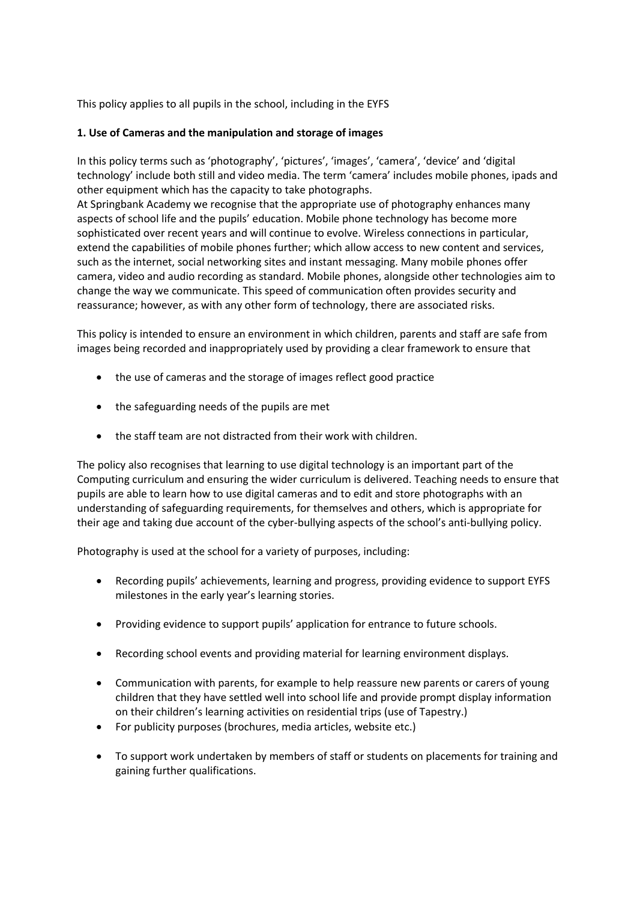This policy applies to all pupils in the school, including in the EYFS

**1. Use of Cameras and the manipulation and storage of images**

In this policy terms such as 'photography', 'pictures', 'images', 'camera', 'device' and 'digital technology' include both still and video media. The term 'camera' includes mobile phones, ipads and other equipment which has the capacity to take photographs.
At Springbank Academy we recognise that the appropriate use of photography enhances many aspects of school life and the pupils' education. Mobile phone technology has become more sophisticated over recent years and will continue to evolve. Wireless connections in particular, extend the capabilities of mobile phones further; which allow access to new content and services, such as the internet, social networking sites and instant messaging. Many mobile phones offer camera, video and audio recording as standard. Mobile phones, alongside other technologies aim to change the way we communicate. This speed of communication often provides security and reassurance; however, as with any other form of technology, there are associated risks.

This policy is intended to ensure an environment in which children, parents and staff are safe from images being recorded and inappropriately used by providing a clear framework to ensure that

- the use of cameras and the storage of images reflect good practice
- the safeguarding needs of the pupils are met
- the staff team are not distracted from their work with children.

The policy also recognises that learning to use digital technology is an important part of the Computing curriculum and ensuring the wider curriculum is delivered. Teaching needs to ensure that pupils are able to learn how to use digital cameras and to edit and store photographs with an understanding of safeguarding requirements, for themselves and others, which is appropriate for their age and taking due account of the cyber-bullying aspects of the school's anti-bullying policy.

Photography is used at the school for a variety of purposes, including:

- Recording pupils' achievements, learning and progress, providing evidence to support EYFS milestones in the early year's learning stories.
- Providing evidence to support pupils' application for entrance to future schools.
- Recording school events and providing material for learning environment displays.
- Communication with parents, for example to help reassure new parents or carers of young children that they have settled well into school life and provide prompt display information on their children's learning activities on residential trips (use of Tapestry.)
- For publicity purposes (brochures, media articles, website etc.)
- To support work undertaken by members of staff or students on placements for training and gaining further qualifications.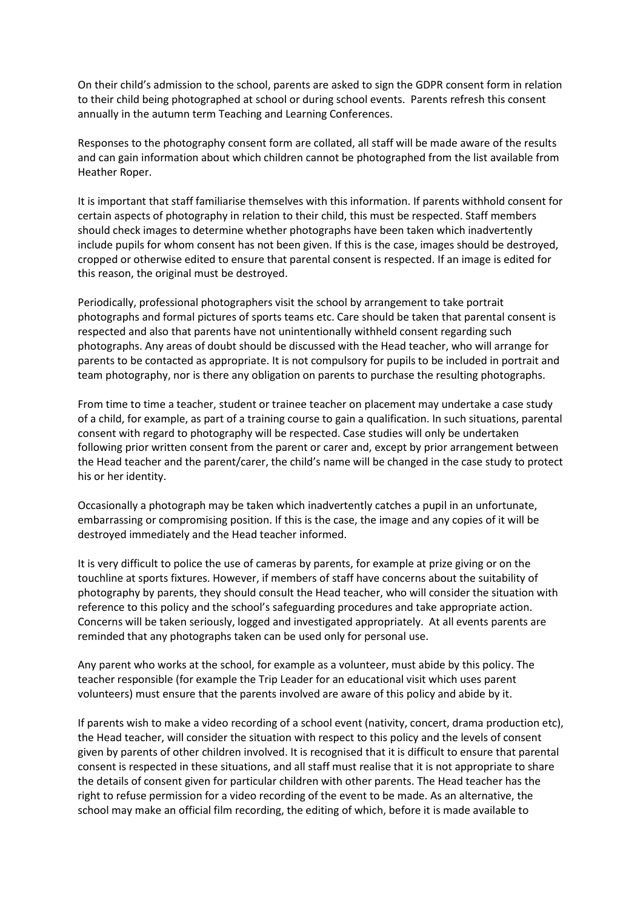On their child's admission to the school, parents are asked to sign the GDPR consent form in relation to their child being photographed at school or during school events. Parents refresh this consent annually in the autumn term Teaching and Learning Conferences.

Responses to the photography consent form are collated, all staff will be made aware of the results and can gain information about which children cannot be photographed from the list available from Heather Roper.

It is important that staff familiarise themselves with this information. If parents withhold consent for certain aspects of photography in relation to their child, this must be respected. Staff members should check images to determine whether photographs have been taken which inadvertently include pupils for whom consent has not been given. If this is the case, images should be destroyed, cropped or otherwise edited to ensure that parental consent is respected. If an image is edited for this reason, the original must be destroyed.

Periodically, professional photographers visit the school by arrangement to take portrait photographs and formal pictures of sports teams etc. Care should be taken that parental consent is respected and also that parents have not unintentionally withheld consent regarding such photographs. Any areas of doubt should be discussed with the Head teacher, who will arrange for parents to be contacted as appropriate. It is not compulsory for pupils to be included in portrait and team photography, nor is there any obligation on parents to purchase the resulting photographs.

From time to time a teacher, student or trainee teacher on placement may undertake a case study of a child, for example, as part of a training course to gain a qualification. In such situations, parental consent with regard to photography will be respected. Case studies will only be undertaken following prior written consent from the parent or carer and, except by prior arrangement between the Head teacher and the parent/carer, the child's name will be changed in the case study to protect his or her identity.

Occasionally a photograph may be taken which inadvertently catches a pupil in an unfortunate, embarrassing or compromising position. If this is the case, the image and any copies of it will be destroyed immediately and the Head teacher informed.

It is very difficult to police the use of cameras by parents, for example at prize giving or on the touchline at sports fixtures. However, if members of staff have concerns about the suitability of photography by parents, they should consult the Head teacher, who will consider the situation with reference to this policy and the school's safeguarding procedures and take appropriate action. Concerns will be taken seriously, logged and investigated appropriately. At all events parents are reminded that any photographs taken can be used only for personal use.

Any parent who works at the school, for example as a volunteer, must abide by this policy. The teacher responsible (for example the Trip Leader for an educational visit which uses parent volunteers) must ensure that the parents involved are aware of this policy and abide by it.

If parents wish to make a video recording of a school event (nativity, concert, drama production etc), the Head teacher, will consider the situation with respect to this policy and the levels of consent given by parents of other children involved. It is recognised that it is difficult to ensure that parental consent is respected in these situations, and all staff must realise that it is not appropriate to share the details of consent given for particular children with other parents. The Head teacher has the right to refuse permission for a video recording of the event to be made. As an alternative, the school may make an official film recording, the editing of which, before it is made available to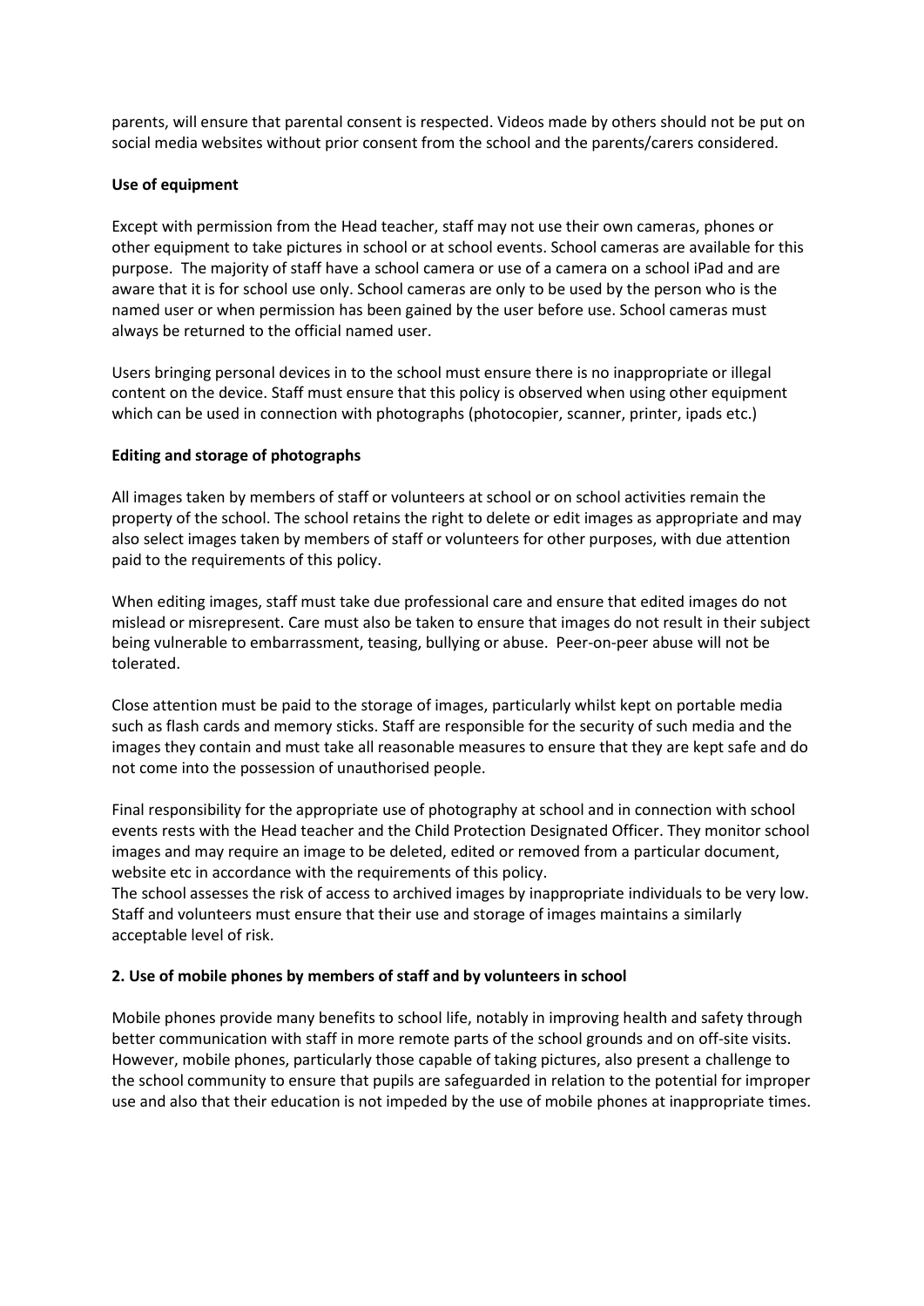parents, will ensure that parental consent is respected. Videos made by others should not be put on social media websites without prior consent from the school and the parents/carers considered.

**Use of equipment**

Except with permission from the Head teacher, staff may not use their own cameras, phones or other equipment to take pictures in school or at school events. School cameras are available for this purpose. The majority of staff have a school camera or use of a camera on a school iPad and are aware that it is for school use only. School cameras are only to be used by the person who is the named user or when permission has been gained by the user before use. School cameras must always be returned to the official named user.

Users bringing personal devices in to the school must ensure there is no inappropriate or illegal content on the device. Staff must ensure that this policy is observed when using other equipment which can be used in connection with photographs (photocopier, scanner, printer, ipads etc.)

**Editing and storage of photographs**

All images taken by members of staff or volunteers at school or on school activities remain the property of the school. The school retains the right to delete or edit images as appropriate and may also select images taken by members of staff or volunteers for other purposes, with due attention paid to the requirements of this policy.

When editing images, staff must take due professional care and ensure that edited images do not mislead or misrepresent. Care must also be taken to ensure that images do not result in their subject being vulnerable to embarrassment, teasing, bullying or abuse. Peer-on-peer abuse will not be tolerated.

Close attention must be paid to the storage of images, particularly whilst kept on portable media such as flash cards and memory sticks. Staff are responsible for the security of such media and the images they contain and must take all reasonable measures to ensure that they are kept safe and do not come into the possession of unauthorised people.

Final responsibility for the appropriate use of photography at school and in connection with school events rests with the Head teacher and the Child Protection Designated Officer. They monitor school images and may require an image to be deleted, edited or removed from a particular document, website etc in accordance with the requirements of this policy.
The school assesses the risk of access to archived images by inappropriate individuals to be very low. Staff and volunteers must ensure that their use and storage of images maintains a similarly acceptable level of risk.

**2. Use of mobile phones by members of staff and by volunteers in school**

Mobile phones provide many benefits to school life, notably in improving health and safety through better communication with staff in more remote parts of the school grounds and on off-site visits. However, mobile phones, particularly those capable of taking pictures, also present a challenge to the school community to ensure that pupils are safeguarded in relation to the potential for improper use and also that their education is not impeded by the use of mobile phones at inappropriate times.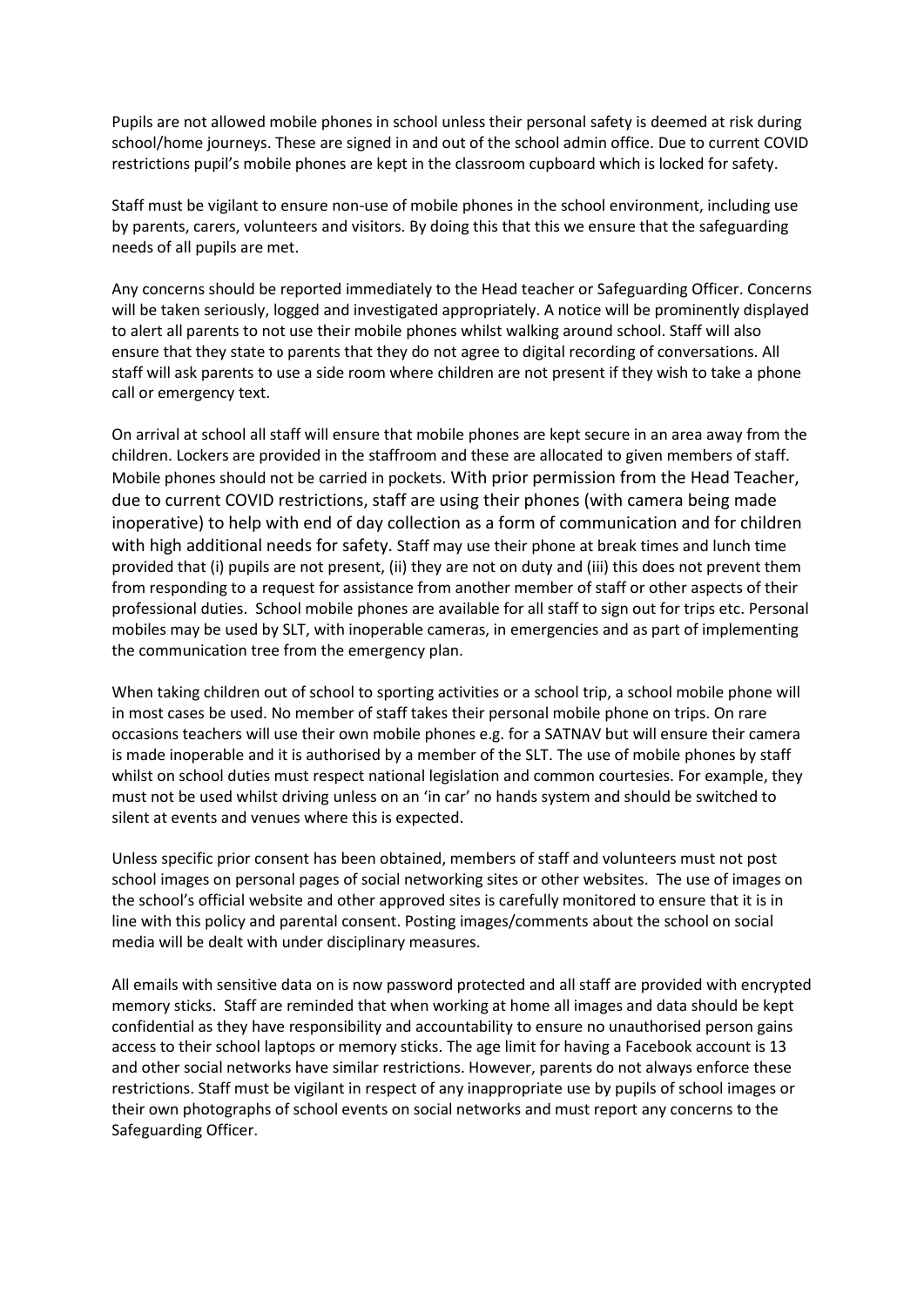Pupils are not allowed mobile phones in school unless their personal safety is deemed at risk during school/home journeys. These are signed in and out of the school admin office. Due to current COVID restrictions pupil's mobile phones are kept in the classroom cupboard which is locked for safety.

Staff must be vigilant to ensure non-use of mobile phones in the school environment, including use by parents, carers, volunteers and visitors. By doing this that this we ensure that the safeguarding needs of all pupils are met.

Any concerns should be reported immediately to the Head teacher or Safeguarding Officer. Concerns will be taken seriously, logged and investigated appropriately. A notice will be prominently displayed to alert all parents to not use their mobile phones whilst walking around school. Staff will also ensure that they state to parents that they do not agree to digital recording of conversations. All staff will ask parents to use a side room where children are not present if they wish to take a phone call or emergency text.

On arrival at school all staff will ensure that mobile phones are kept secure in an area away from the children. Lockers are provided in the staffroom and these are allocated to given members of staff. Mobile phones should not be carried in pockets. With prior permission from the Head Teacher, due to current COVID restrictions, staff are using their phones (with camera being made inoperative) to help with end of day collection as a form of communication and for children with high additional needs for safety. Staff may use their phone at break times and lunch time provided that (i) pupils are not present, (ii) they are not on duty and (iii) this does not prevent them from responding to a request for assistance from another member of staff or other aspects of their professional duties. School mobile phones are available for all staff to sign out for trips etc. Personal mobiles may be used by SLT, with inoperable cameras, in emergencies and as part of implementing the communication tree from the emergency plan.

When taking children out of school to sporting activities or a school trip, a school mobile phone will in most cases be used. No member of staff takes their personal mobile phone on trips. On rare occasions teachers will use their own mobile phones e.g. for a SATNAV but will ensure their camera is made inoperable and it is authorised by a member of the SLT. The use of mobile phones by staff whilst on school duties must respect national legislation and common courtesies. For example, they must not be used whilst driving unless on an 'in car' no hands system and should be switched to silent at events and venues where this is expected.

Unless specific prior consent has been obtained, members of staff and volunteers must not post school images on personal pages of social networking sites or other websites. The use of images on the school's official website and other approved sites is carefully monitored to ensure that it is in line with this policy and parental consent. Posting images/comments about the school on social media will be dealt with under disciplinary measures.

All emails with sensitive data on is now password protected and all staff are provided with encrypted memory sticks. Staff are reminded that when working at home all images and data should be kept confidential as they have responsibility and accountability to ensure no unauthorised person gains access to their school laptops or memory sticks. The age limit for having a Facebook account is 13 and other social networks have similar restrictions. However, parents do not always enforce these restrictions. Staff must be vigilant in respect of any inappropriate use by pupils of school images or their own photographs of school events on social networks and must report any concerns to the Safeguarding Officer.